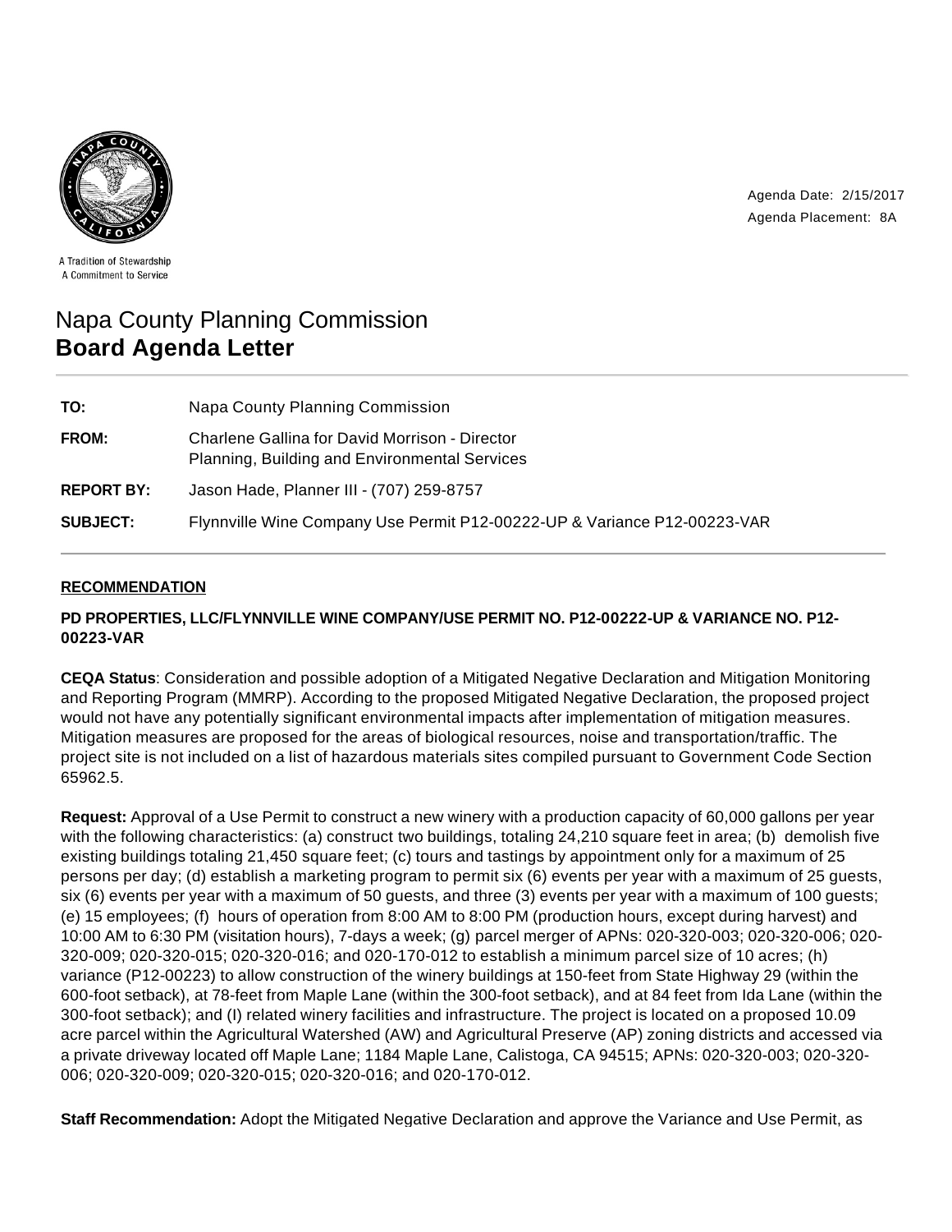A Tradition of Stewardship
A Commitment to Service

Agenda Date: 2/15/2017
Agenda Placement: 8A

# Napa County Planning Commission
# **Board Agenda Letter**

| | |
|---|---|
| **TO:** | Napa County Planning Commission |
| **FROM:** | Charlene Gallina for David Morrison - Director<br>Planning, Building and Environmental Services |
| **REPORT BY:** | Jason Hade, Planner III - (707) 259-8757 |
| **SUBJECT:** | Flynnville Wine Company Use Permit P12-00222-UP & Variance P12-00223-VAR |

## **RECOMMENDATION**

**PD PROPERTIES, LLC/FLYNNVILLE WINE COMPANY/USE PERMIT NO. P12-00222-UP & VARIANCE NO. P12-00223-VAR**

**CEQA Status**: Consideration and possible adoption of a Mitigated Negative Declaration and Mitigation Monitoring and Reporting Program (MMRP). According to the proposed Mitigated Negative Declaration, the proposed project would not have any potentially significant environmental impacts after implementation of mitigation measures. Mitigation measures are proposed for the areas of biological resources, noise and transportation/traffic. The project site is not included on a list of hazardous materials sites compiled pursuant to Government Code Section 65962.5.

**Request:** Approval of a Use Permit to construct a new winery with a production capacity of 60,000 gallons per year with the following characteristics: (a) construct two buildings, totaling 24,210 square feet in area; (b) demolish five existing buildings totaling 21,450 square feet; (c) tours and tastings by appointment only for a maximum of 25 persons per day; (d) establish a marketing program to permit six (6) events per year with a maximum of 25 guests, six (6) events per year with a maximum of 50 guests, and three (3) events per year with a maximum of 100 guests; (e) 15 employees; (f) hours of operation from 8:00 AM to 8:00 PM (production hours, except during harvest) and 10:00 AM to 6:30 PM (visitation hours), 7-days a week; (g) parcel merger of APNs: 020-320-003; 020-320-006; 020-320-009; 020-320-015; 020-320-016; and 020-170-012 to establish a minimum parcel size of 10 acres; (h) variance (P12-00223) to allow construction of the winery buildings at 150-feet from State Highway 29 (within the 600-foot setback), at 78-feet from Maple Lane (within the 300-foot setback), and at 84 feet from Ida Lane (within the 300-foot setback); and (I) related winery facilities and infrastructure. The project is located on a proposed 10.09 acre parcel within the Agricultural Watershed (AW) and Agricultural Preserve (AP) zoning districts and accessed via a private driveway located off Maple Lane; 1184 Maple Lane, Calistoga, CA 94515; APNs: 020-320-003; 020-320-006; 020-320-009; 020-320-015; 020-320-016; and 020-170-012.

**Staff Recommendation:** Adopt the Mitigated Negative Declaration and approve the Variance and Use Permit, as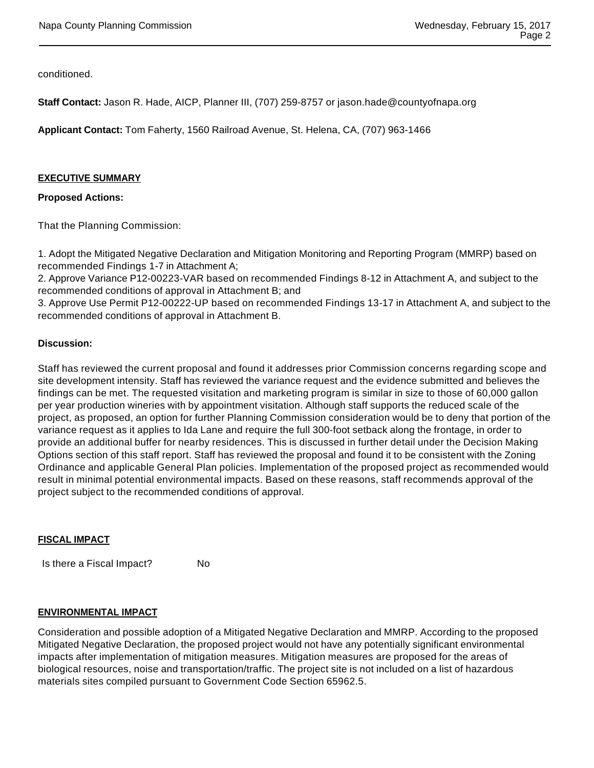conditioned.

**Staff Contact:** Jason R. Hade, AICP, Planner III, (707) 259-8757 or jason.hade@countyofnapa.org

**Applicant Contact:** Tom Faherty, 1560 Railroad Avenue, St. Helena, CA, (707) 963-1466

## EXECUTIVE SUMMARY

**Proposed Actions:**

That the Planning Commission:

1. Adopt the Mitigated Negative Declaration and Mitigation Monitoring and Reporting Program (MMRP) based on recommended Findings 1-7 in Attachment A;
2. Approve Variance P12-00223-VAR based on recommended Findings 8-12 in Attachment A, and subject to the recommended conditions of approval in Attachment B; and
3. Approve Use Permit P12-00222-UP based on recommended Findings 13-17 in Attachment A, and subject to the recommended conditions of approval in Attachment B.

**Discussion:**

Staff has reviewed the current proposal and found it addresses prior Commission concerns regarding scope and site development intensity. Staff has reviewed the variance request and the evidence submitted and believes the findings can be met. The requested visitation and marketing program is similar in size to those of 60,000 gallon per year production wineries with by appointment visitation. Although staff supports the reduced scale of the project, as proposed, an option for further Planning Commission consideration would be to deny that portion of the variance request as it applies to Ida Lane and require the full 300-foot setback along the frontage, in order to provide an additional buffer for nearby residences. This is discussed in further detail under the Decision Making Options section of this staff report. Staff has reviewed the proposal and found it to be consistent with the Zoning Ordinance and applicable General Plan policies. Implementation of the proposed project as recommended would result in minimal potential environmental impacts. Based on these reasons, staff recommends approval of the project subject to the recommended conditions of approval.

## FISCAL IMPACT

Is there a Fiscal Impact? No

## ENVIRONMENTAL IMPACT

Consideration and possible adoption of a Mitigated Negative Declaration and MMRP. According to the proposed Mitigated Negative Declaration, the proposed project would not have any potentially significant environmental impacts after implementation of mitigation measures. Mitigation measures are proposed for the areas of biological resources, noise and transportation/traffic. The project site is not included on a list of hazardous materials sites compiled pursuant to Government Code Section 65962.5.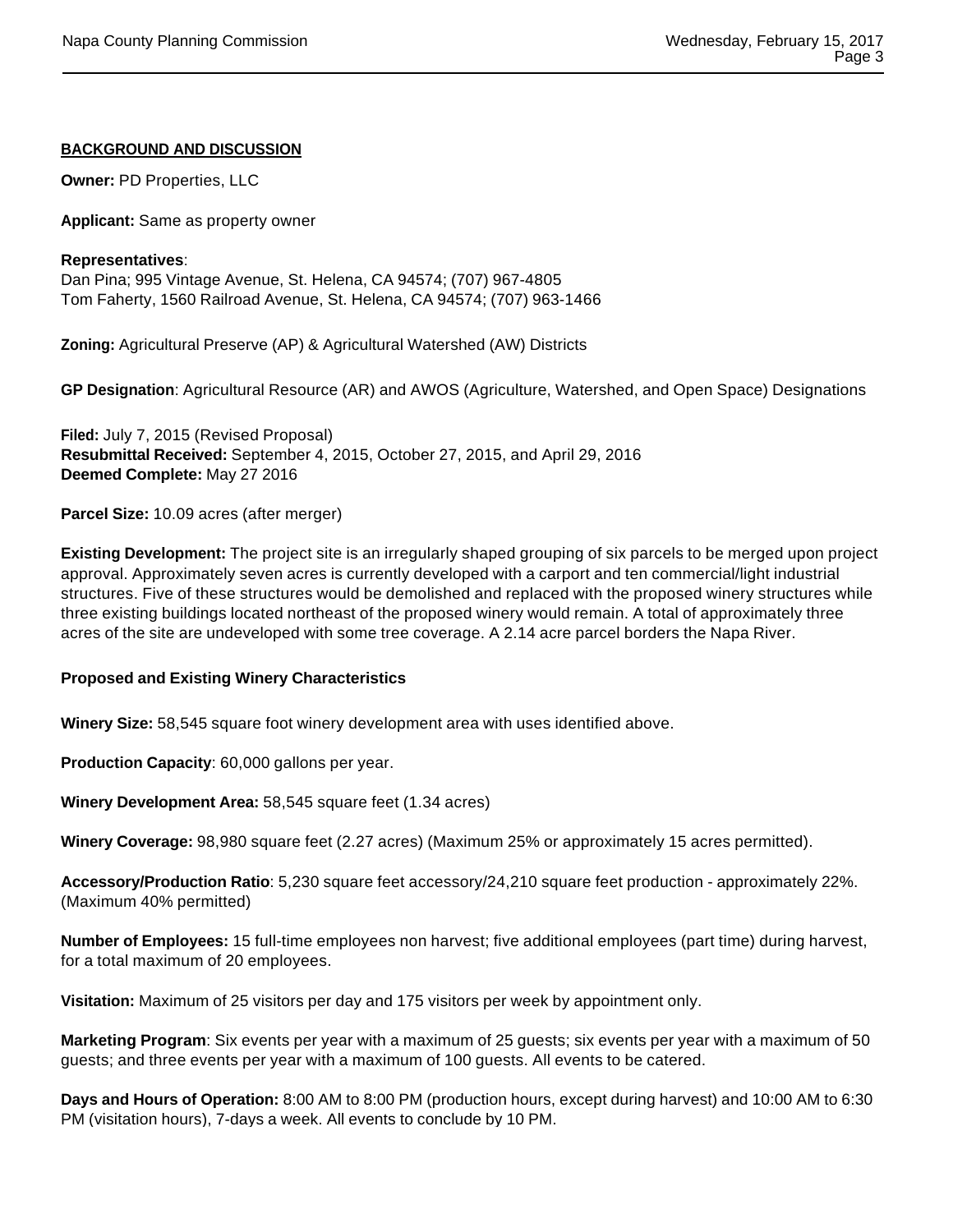## BACKGROUND AND DISCUSSION

**Owner:** PD Properties, LLC

**Applicant:** Same as property owner

**Representatives**:
Dan Pina; 995 Vintage Avenue, St. Helena, CA 94574; (707) 967-4805
Tom Faherty, 1560 Railroad Avenue, St. Helena, CA 94574; (707) 963-1466

**Zoning:** Agricultural Preserve (AP) & Agricultural Watershed (AW) Districts

**GP Designation**: Agricultural Resource (AR) and AWOS (Agriculture, Watershed, and Open Space) Designations

**Filed:** July 7, 2015 (Revised Proposal)
**Resubmittal Received:** September 4, 2015, October 27, 2015, and April 29, 2016
**Deemed Complete:** May 27 2016

**Parcel Size:** 10.09 acres (after merger)

**Existing Development:** The project site is an irregularly shaped grouping of six parcels to be merged upon project approval. Approximately seven acres is currently developed with a carport and ten commercial/light industrial structures. Five of these structures would be demolished and replaced with the proposed winery structures while three existing buildings located northeast of the proposed winery would remain. A total of approximately three acres of the site are undeveloped with some tree coverage. A 2.14 acre parcel borders the Napa River.

**Proposed and Existing Winery Characteristics**

**Winery Size:** 58,545 square foot winery development area with uses identified above.

**Production Capacity**: 60,000 gallons per year.

**Winery Development Area:** 58,545 square feet (1.34 acres)

**Winery Coverage:** 98,980 square feet (2.27 acres) (Maximum 25% or approximately 15 acres permitted).

**Accessory/Production Ratio**: 5,230 square feet accessory/24,210 square feet production - approximately 22%. (Maximum 40% permitted)

**Number of Employees:** 15 full-time employees non harvest; five additional employees (part time) during harvest, for a total maximum of 20 employees.

**Visitation:** Maximum of 25 visitors per day and 175 visitors per week by appointment only.

**Marketing Program**: Six events per year with a maximum of 25 guests; six events per year with a maximum of 50 guests; and three events per year with a maximum of 100 guests. All events to be catered.

**Days and Hours of Operation:** 8:00 AM to 8:00 PM (production hours, except during harvest) and 10:00 AM to 6:30 PM (visitation hours), 7-days a week. All events to conclude by 10 PM.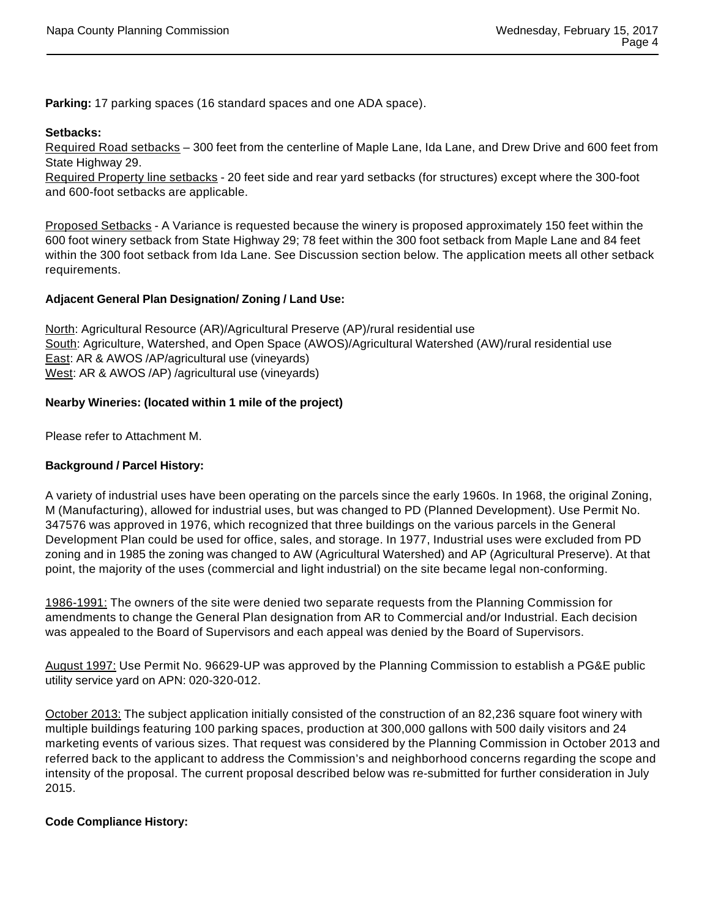**Parking:** 17 parking spaces (16 standard spaces and one ADA space).

**Setbacks:**

Required Road setbacks – 300 feet from the centerline of Maple Lane, Ida Lane, and Drew Drive and 600 feet from State Highway 29.

Required Property line setbacks - 20 feet side and rear yard setbacks (for structures) except where the 300-foot and 600-foot setbacks are applicable.

Proposed Setbacks - A Variance is requested because the winery is proposed approximately 150 feet within the 600 foot winery setback from State Highway 29; 78 feet within the 300 foot setback from Maple Lane and 84 feet within the 300 foot setback from Ida Lane. See Discussion section below. The application meets all other setback requirements.

**Adjacent General Plan Designation/ Zoning / Land Use:**

North: Agricultural Resource (AR)/Agricultural Preserve (AP)/rural residential use
South: Agriculture, Watershed, and Open Space (AWOS)/Agricultural Watershed (AW)/rural residential use
East: AR & AWOS /AP/agricultural use (vineyards)
West: AR & AWOS /AP) /agricultural use (vineyards)

**Nearby Wineries: (located within 1 mile of the project)**

Please refer to Attachment M.

**Background / Parcel History:**

A variety of industrial uses have been operating on the parcels since the early 1960s. In 1968, the original Zoning, M (Manufacturing), allowed for industrial uses, but was changed to PD (Planned Development). Use Permit No. 347576 was approved in 1976, which recognized that three buildings on the various parcels in the General Development Plan could be used for office, sales, and storage. In 1977, Industrial uses were excluded from PD zoning and in 1985 the zoning was changed to AW (Agricultural Watershed) and AP (Agricultural Preserve). At that point, the majority of the uses (commercial and light industrial) on the site became legal non-conforming.

1986-1991: The owners of the site were denied two separate requests from the Planning Commission for amendments to change the General Plan designation from AR to Commercial and/or Industrial. Each decision was appealed to the Board of Supervisors and each appeal was denied by the Board of Supervisors.

August 1997: Use Permit No. 96629-UP was approved by the Planning Commission to establish a PG&E public utility service yard on APN: 020-320-012.

October 2013: The subject application initially consisted of the construction of an 82,236 square foot winery with multiple buildings featuring 100 parking spaces, production at 300,000 gallons with 500 daily visitors and 24 marketing events of various sizes. That request was considered by the Planning Commission in October 2013 and referred back to the applicant to address the Commission's and neighborhood concerns regarding the scope and intensity of the proposal. The current proposal described below was re-submitted for further consideration in July 2015.

**Code Compliance History:**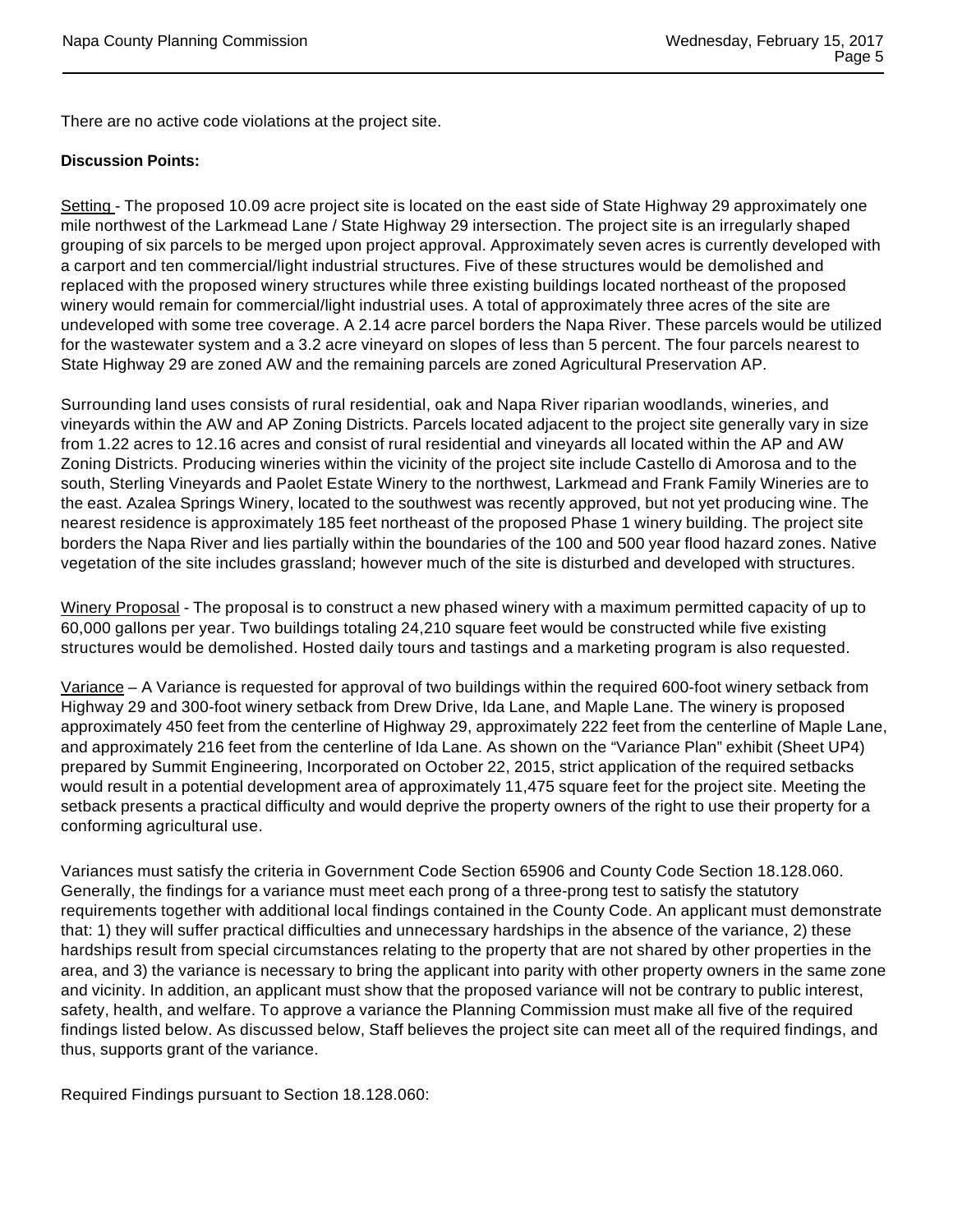There are no active code violations at the project site.

**Discussion Points:**

Setting - The proposed 10.09 acre project site is located on the east side of State Highway 29 approximately one mile northwest of the Larkmead Lane / State Highway 29 intersection. The project site is an irregularly shaped grouping of six parcels to be merged upon project approval. Approximately seven acres is currently developed with a carport and ten commercial/light industrial structures. Five of these structures would be demolished and replaced with the proposed winery structures while three existing buildings located northeast of the proposed winery would remain for commercial/light industrial uses. A total of approximately three acres of the site are undeveloped with some tree coverage. A 2.14 acre parcel borders the Napa River. These parcels would be utilized for the wastewater system and a 3.2 acre vineyard on slopes of less than 5 percent. The four parcels nearest to State Highway 29 are zoned AW and the remaining parcels are zoned Agricultural Preservation AP.

Surrounding land uses consists of rural residential, oak and Napa River riparian woodlands, wineries, and vineyards within the AW and AP Zoning Districts. Parcels located adjacent to the project site generally vary in size from 1.22 acres to 12.16 acres and consist of rural residential and vineyards all located within the AP and AW Zoning Districts. Producing wineries within the vicinity of the project site include Castello di Amorosa and to the south, Sterling Vineyards and Paolet Estate Winery to the northwest, Larkmead and Frank Family Wineries are to the east. Azalea Springs Winery, located to the southwest was recently approved, but not yet producing wine. The nearest residence is approximately 185 feet northeast of the proposed Phase 1 winery building. The project site borders the Napa River and lies partially within the boundaries of the 100 and 500 year flood hazard zones. Native vegetation of the site includes grassland; however much of the site is disturbed and developed with structures.

Winery Proposal - The proposal is to construct a new phased winery with a maximum permitted capacity of up to 60,000 gallons per year. Two buildings totaling 24,210 square feet would be constructed while five existing structures would be demolished. Hosted daily tours and tastings and a marketing program is also requested.

Variance – A Variance is requested for approval of two buildings within the required 600-foot winery setback from Highway 29 and 300-foot winery setback from Drew Drive, Ida Lane, and Maple Lane. The winery is proposed approximately 450 feet from the centerline of Highway 29, approximately 222 feet from the centerline of Maple Lane, and approximately 216 feet from the centerline of Ida Lane. As shown on the "Variance Plan" exhibit (Sheet UP4) prepared by Summit Engineering, Incorporated on October 22, 2015, strict application of the required setbacks would result in a potential development area of approximately 11,475 square feet for the project site. Meeting the setback presents a practical difficulty and would deprive the property owners of the right to use their property for a conforming agricultural use.

Variances must satisfy the criteria in Government Code Section 65906 and County Code Section 18.128.060. Generally, the findings for a variance must meet each prong of a three-prong test to satisfy the statutory requirements together with additional local findings contained in the County Code. An applicant must demonstrate that: 1) they will suffer practical difficulties and unnecessary hardships in the absence of the variance, 2) these hardships result from special circumstances relating to the property that are not shared by other properties in the area, and 3) the variance is necessary to bring the applicant into parity with other property owners in the same zone and vicinity. In addition, an applicant must show that the proposed variance will not be contrary to public interest, safety, health, and welfare. To approve a variance the Planning Commission must make all five of the required findings listed below. As discussed below, Staff believes the project site can meet all of the required findings, and thus, supports grant of the variance.

Required Findings pursuant to Section 18.128.060: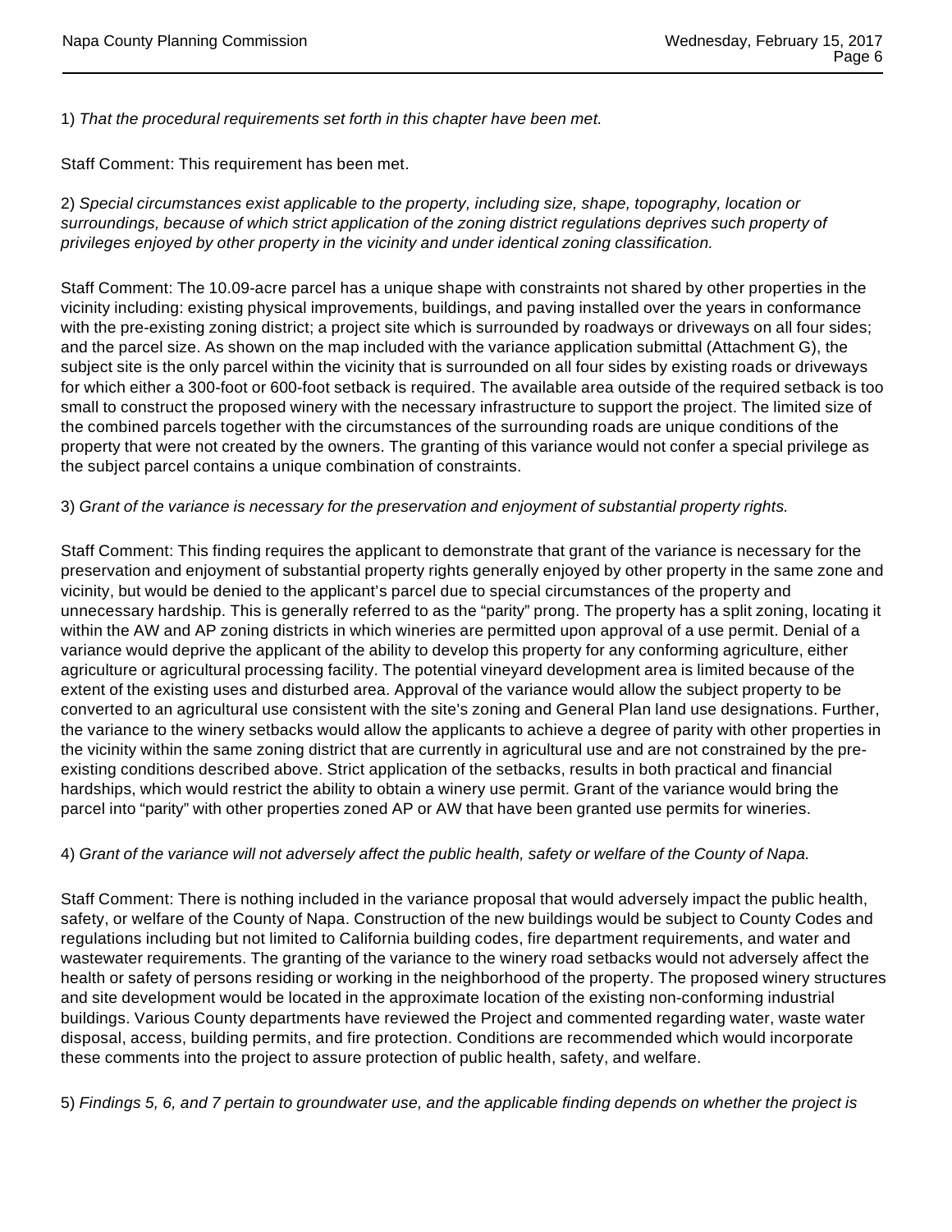1) *That the procedural requirements set forth in this chapter have been met.*

Staff Comment: This requirement has been met.

2) *Special circumstances exist applicable to the property, including size, shape, topography, location or surroundings, because of which strict application of the zoning district regulations deprives such property of privileges enjoyed by other property in the vicinity and under identical zoning classification.*

Staff Comment: The 10.09-acre parcel has a unique shape with constraints not shared by other properties in the vicinity including: existing physical improvements, buildings, and paving installed over the years in conformance with the pre-existing zoning district; a project site which is surrounded by roadways or driveways on all four sides; and the parcel size. As shown on the map included with the variance application submittal (Attachment G), the subject site is the only parcel within the vicinity that is surrounded on all four sides by existing roads or driveways for which either a 300-foot or 600-foot setback is required. The available area outside of the required setback is too small to construct the proposed winery with the necessary infrastructure to support the project. The limited size of the combined parcels together with the circumstances of the surrounding roads are unique conditions of the property that were not created by the owners. The granting of this variance would not confer a special privilege as the subject parcel contains a unique combination of constraints.

3) *Grant of the variance is necessary for the preservation and enjoyment of substantial property rights.*

Staff Comment: This finding requires the applicant to demonstrate that grant of the variance is necessary for the preservation and enjoyment of substantial property rights generally enjoyed by other property in the same zone and vicinity, but would be denied to the applicant's parcel due to special circumstances of the property and unnecessary hardship. This is generally referred to as the "parity" prong. The property has a split zoning, locating it within the AW and AP zoning districts in which wineries are permitted upon approval of a use permit. Denial of a variance would deprive the applicant of the ability to develop this property for any conforming agriculture, either agriculture or agricultural processing facility. The potential vineyard development area is limited because of the extent of the existing uses and disturbed area. Approval of the variance would allow the subject property to be converted to an agricultural use consistent with the site's zoning and General Plan land use designations. Further, the variance to the winery setbacks would allow the applicants to achieve a degree of parity with other properties in the vicinity within the same zoning district that are currently in agricultural use and are not constrained by the pre-existing conditions described above. Strict application of the setbacks, results in both practical and financial hardships, which would restrict the ability to obtain a winery use permit. Grant of the variance would bring the parcel into "parity" with other properties zoned AP or AW that have been granted use permits for wineries.

4) *Grant of the variance will not adversely affect the public health, safety or welfare of the County of Napa.*

Staff Comment: There is nothing included in the variance proposal that would adversely impact the public health, safety, or welfare of the County of Napa. Construction of the new buildings would be subject to County Codes and regulations including but not limited to California building codes, fire department requirements, and water and wastewater requirements. The granting of the variance to the winery road setbacks would not adversely affect the health or safety of persons residing or working in the neighborhood of the property. The proposed winery structures and site development would be located in the approximate location of the existing non-conforming industrial buildings. Various County departments have reviewed the Project and commented regarding water, waste water disposal, access, building permits, and fire protection. Conditions are recommended which would incorporate these comments into the project to assure protection of public health, safety, and welfare.

5) *Findings 5, 6, and 7 pertain to groundwater use, and the applicable finding depends on whether the project is*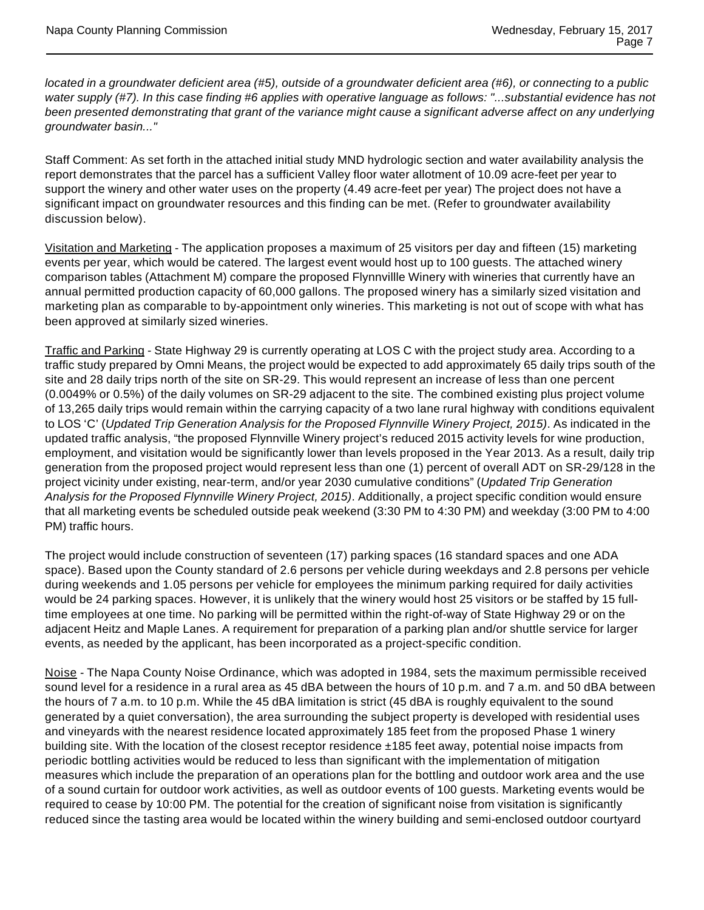*located in a groundwater deficient area (#5), outside of a groundwater deficient area (#6), or connecting to a public water supply (#7). In this case finding #6 applies with operative language as follows: "...substantial evidence has not been presented demonstrating that grant of the variance might cause a significant adverse affect on any underlying groundwater basin..."*

Staff Comment: As set forth in the attached initial study MND hydrologic section and water availability analysis the report demonstrates that the parcel has a sufficient Valley floor water allotment of 10.09 acre-feet per year to support the winery and other water uses on the property (4.49 acre-feet per year) The project does not have a significant impact on groundwater resources and this finding can be met. (Refer to groundwater availability discussion below).

Visitation and Marketing - The application proposes a maximum of 25 visitors per day and fifteen (15) marketing events per year, which would be catered. The largest event would host up to 100 guests. The attached winery comparison tables (Attachment M) compare the proposed Flynnvillle Winery with wineries that currently have an annual permitted production capacity of 60,000 gallons. The proposed winery has a similarly sized visitation and marketing plan as comparable to by-appointment only wineries. This marketing is not out of scope with what has been approved at similarly sized wineries.

Traffic and Parking - State Highway 29 is currently operating at LOS C with the project study area. According to a traffic study prepared by Omni Means, the project would be expected to add approximately 65 daily trips south of the site and 28 daily trips north of the site on SR-29. This would represent an increase of less than one percent (0.0049% or 0.5%) of the daily volumes on SR-29 adjacent to the site. The combined existing plus project volume of 13,265 daily trips would remain within the carrying capacity of a two lane rural highway with conditions equivalent to LOS 'C' (*Updated Trip Generation Analysis for the Proposed Flynnville Winery Project, 2015)*. As indicated in the updated traffic analysis, "the proposed Flynnville Winery project's reduced 2015 activity levels for wine production, employment, and visitation would be significantly lower than levels proposed in the Year 2013. As a result, daily trip generation from the proposed project would represent less than one (1) percent of overall ADT on SR-29/128 in the project vicinity under existing, near-term, and/or year 2030 cumulative conditions" (*Updated Trip Generation Analysis for the Proposed Flynnville Winery Project, 2015)*. Additionally, a project specific condition would ensure that all marketing events be scheduled outside peak weekend (3:30 PM to 4:30 PM) and weekday (3:00 PM to 4:00 PM) traffic hours.

The project would include construction of seventeen (17) parking spaces (16 standard spaces and one ADA space). Based upon the County standard of 2.6 persons per vehicle during weekdays and 2.8 persons per vehicle during weekends and 1.05 persons per vehicle for employees the minimum parking required for daily activities would be 24 parking spaces. However, it is unlikely that the winery would host 25 visitors or be staffed by 15 full-time employees at one time. No parking will be permitted within the right-of-way of State Highway 29 or on the adjacent Heitz and Maple Lanes. A requirement for preparation of a parking plan and/or shuttle service for larger events, as needed by the applicant, has been incorporated as a project-specific condition.

Noise - The Napa County Noise Ordinance, which was adopted in 1984, sets the maximum permissible received sound level for a residence in a rural area as 45 dBA between the hours of 10 p.m. and 7 a.m. and 50 dBA between the hours of 7 a.m. to 10 p.m. While the 45 dBA limitation is strict (45 dBA is roughly equivalent to the sound generated by a quiet conversation), the area surrounding the subject property is developed with residential uses and vineyards with the nearest residence located approximately 185 feet from the proposed Phase 1 winery building site. With the location of the closest receptor residence ±185 feet away, potential noise impacts from periodic bottling activities would be reduced to less than significant with the implementation of mitigation measures which include the preparation of an operations plan for the bottling and outdoor work area and the use of a sound curtain for outdoor work activities, as well as outdoor events of 100 guests. Marketing events would be required to cease by 10:00 PM. The potential for the creation of significant noise from visitation is significantly reduced since the tasting area would be located within the winery building and semi-enclosed outdoor courtyard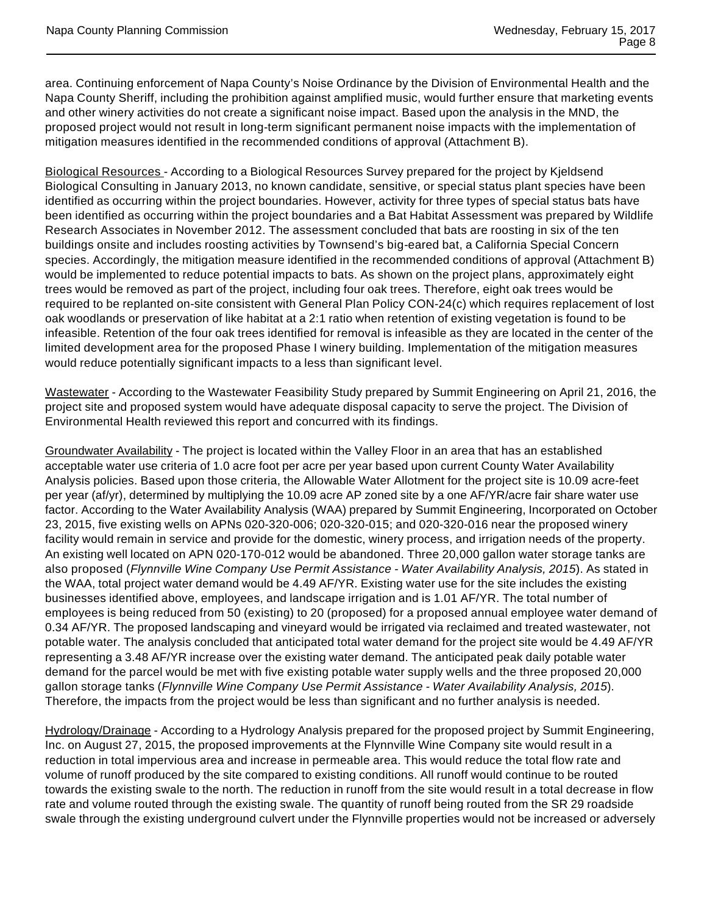area. Continuing enforcement of Napa County's Noise Ordinance by the Division of Environmental Health and the Napa County Sheriff, including the prohibition against amplified music, would further ensure that marketing events and other winery activities do not create a significant noise impact. Based upon the analysis in the MND, the proposed project would not result in long-term significant permanent noise impacts with the implementation of mitigation measures identified in the recommended conditions of approval (Attachment B).

Biological Resources - According to a Biological Resources Survey prepared for the project by Kjeldsend Biological Consulting in January 2013, no known candidate, sensitive, or special status plant species have been identified as occurring within the project boundaries. However, activity for three types of special status bats have been identified as occurring within the project boundaries and a Bat Habitat Assessment was prepared by Wildlife Research Associates in November 2012. The assessment concluded that bats are roosting in six of the ten buildings onsite and includes roosting activities by Townsend's big-eared bat, a California Special Concern species. Accordingly, the mitigation measure identified in the recommended conditions of approval (Attachment B) would be implemented to reduce potential impacts to bats. As shown on the project plans, approximately eight trees would be removed as part of the project, including four oak trees. Therefore, eight oak trees would be required to be replanted on-site consistent with General Plan Policy CON-24(c) which requires replacement of lost oak woodlands or preservation of like habitat at a 2:1 ratio when retention of existing vegetation is found to be infeasible. Retention of the four oak trees identified for removal is infeasible as they are located in the center of the limited development area for the proposed Phase I winery building. Implementation of the mitigation measures would reduce potentially significant impacts to a less than significant level.

Wastewater - According to the Wastewater Feasibility Study prepared by Summit Engineering on April 21, 2016, the project site and proposed system would have adequate disposal capacity to serve the project. The Division of Environmental Health reviewed this report and concurred with its findings.

Groundwater Availability - The project is located within the Valley Floor in an area that has an established acceptable water use criteria of 1.0 acre foot per acre per year based upon current County Water Availability Analysis policies. Based upon those criteria, the Allowable Water Allotment for the project site is 10.09 acre-feet per year (af/yr), determined by multiplying the 10.09 acre AP zoned site by a one AF/YR/acre fair share water use factor. According to the Water Availability Analysis (WAA) prepared by Summit Engineering, Incorporated on October 23, 2015, five existing wells on APNs 020-320-006; 020-320-015; and 020-320-016 near the proposed winery facility would remain in service and provide for the domestic, winery process, and irrigation needs of the property. An existing well located on APN 020-170-012 would be abandoned. Three 20,000 gallon water storage tanks are also proposed (*Flynnville Wine Company Use Permit Assistance - Water Availability Analysis, 2015*). As stated in the WAA, total project water demand would be 4.49 AF/YR. Existing water use for the site includes the existing businesses identified above, employees, and landscape irrigation and is 1.01 AF/YR. The total number of employees is being reduced from 50 (existing) to 20 (proposed) for a proposed annual employee water demand of 0.34 AF/YR. The proposed landscaping and vineyard would be irrigated via reclaimed and treated wastewater, not potable water. The analysis concluded that anticipated total water demand for the project site would be 4.49 AF/YR representing a 3.48 AF/YR increase over the existing water demand. The anticipated peak daily potable water demand for the parcel would be met with five existing potable water supply wells and the three proposed 20,000 gallon storage tanks (*Flynnville Wine Company Use Permit Assistance - Water Availability Analysis, 2015*). Therefore, the impacts from the project would be less than significant and no further analysis is needed.

Hydrology/Drainage - According to a Hydrology Analysis prepared for the proposed project by Summit Engineering, Inc. on August 27, 2015, the proposed improvements at the Flynnville Wine Company site would result in a reduction in total impervious area and increase in permeable area. This would reduce the total flow rate and volume of runoff produced by the site compared to existing conditions. All runoff would continue to be routed towards the existing swale to the north. The reduction in runoff from the site would result in a total decrease in flow rate and volume routed through the existing swale. The quantity of runoff being routed from the SR 29 roadside swale through the existing underground culvert under the Flynnville properties would not be increased or adversely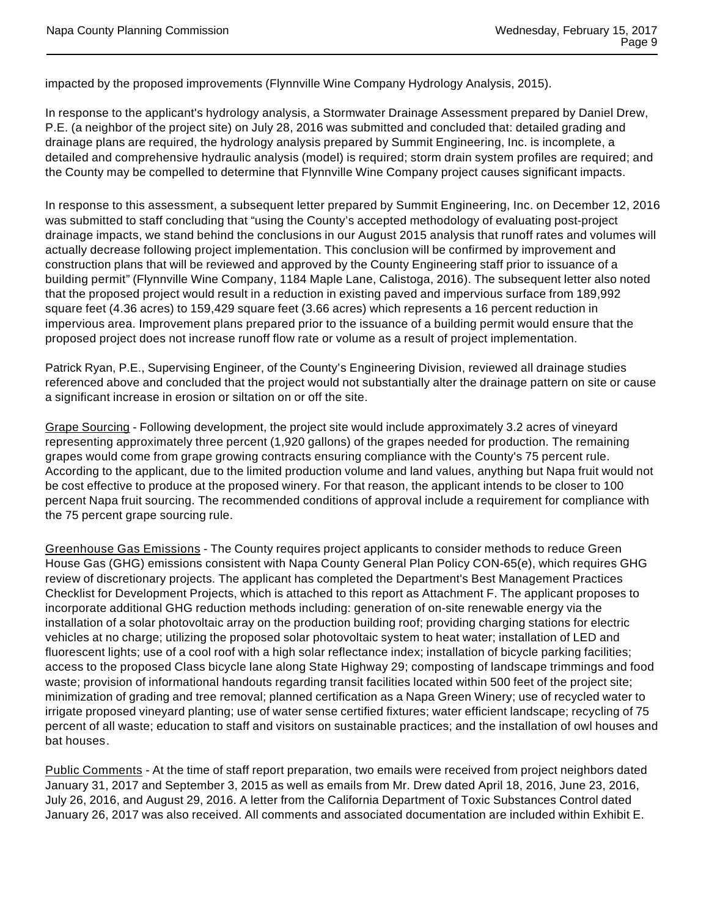impacted by the proposed improvements (Flynnville Wine Company Hydrology Analysis, 2015).

In response to the applicant's hydrology analysis, a Stormwater Drainage Assessment prepared by Daniel Drew, P.E. (a neighbor of the project site) on July 28, 2016 was submitted and concluded that: detailed grading and drainage plans are required, the hydrology analysis prepared by Summit Engineering, Inc. is incomplete, a detailed and comprehensive hydraulic analysis (model) is required; storm drain system profiles are required; and the County may be compelled to determine that Flynnville Wine Company project causes significant impacts.

In response to this assessment, a subsequent letter prepared by Summit Engineering, Inc. on December 12, 2016 was submitted to staff concluding that "using the County's accepted methodology of evaluating post-project drainage impacts, we stand behind the conclusions in our August 2015 analysis that runoff rates and volumes will actually decrease following project implementation. This conclusion will be confirmed by improvement and construction plans that will be reviewed and approved by the County Engineering staff prior to issuance of a building permit" (Flynnville Wine Company, 1184 Maple Lane, Calistoga, 2016). The subsequent letter also noted that the proposed project would result in a reduction in existing paved and impervious surface from 189,992 square feet (4.36 acres) to 159,429 square feet (3.66 acres) which represents a 16 percent reduction in impervious area. Improvement plans prepared prior to the issuance of a building permit would ensure that the proposed project does not increase runoff flow rate or volume as a result of project implementation.

Patrick Ryan, P.E., Supervising Engineer, of the County's Engineering Division, reviewed all drainage studies referenced above and concluded that the project would not substantially alter the drainage pattern on site or cause a significant increase in erosion or siltation on or off the site.

Grape Sourcing - Following development, the project site would include approximately 3.2 acres of vineyard representing approximately three percent (1,920 gallons) of the grapes needed for production. The remaining grapes would come from grape growing contracts ensuring compliance with the County's 75 percent rule. According to the applicant, due to the limited production volume and land values, anything but Napa fruit would not be cost effective to produce at the proposed winery. For that reason, the applicant intends to be closer to 100 percent Napa fruit sourcing. The recommended conditions of approval include a requirement for compliance with the 75 percent grape sourcing rule.

Greenhouse Gas Emissions - The County requires project applicants to consider methods to reduce Green House Gas (GHG) emissions consistent with Napa County General Plan Policy CON-65(e), which requires GHG review of discretionary projects. The applicant has completed the Department's Best Management Practices Checklist for Development Projects, which is attached to this report as Attachment F. The applicant proposes to incorporate additional GHG reduction methods including: generation of on-site renewable energy via the installation of a solar photovoltaic array on the production building roof; providing charging stations for electric vehicles at no charge; utilizing the proposed solar photovoltaic system to heat water; installation of LED and fluorescent lights; use of a cool roof with a high solar reflectance index; installation of bicycle parking facilities; access to the proposed Class bicycle lane along State Highway 29; composting of landscape trimmings and food waste; provision of informational handouts regarding transit facilities located within 500 feet of the project site; minimization of grading and tree removal; planned certification as a Napa Green Winery; use of recycled water to irrigate proposed vineyard planting; use of water sense certified fixtures; water efficient landscape; recycling of 75 percent of all waste; education to staff and visitors on sustainable practices; and the installation of owl houses and bat houses.

Public Comments - At the time of staff report preparation, two emails were received from project neighbors dated January 31, 2017 and September 3, 2015 as well as emails from Mr. Drew dated April 18, 2016, June 23, 2016, July 26, 2016, and August 29, 2016. A letter from the California Department of Toxic Substances Control dated January 26, 2017 was also received. All comments and associated documentation are included within Exhibit E.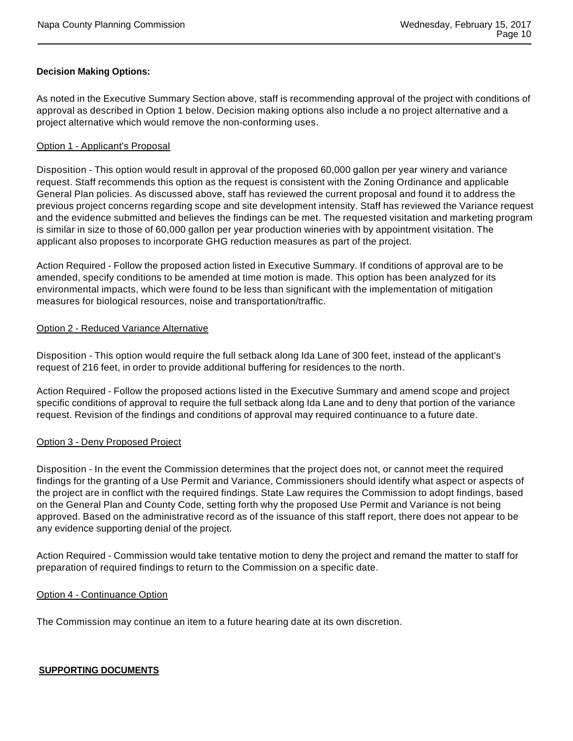**Decision Making Options:**

As noted in the Executive Summary Section above, staff is recommending approval of the project with conditions of approval as described in Option 1 below. Decision making options also include a no project alternative and a project alternative which would remove the non-conforming uses.

Option 1 - Applicant's Proposal

Disposition - This option would result in approval of the proposed 60,000 gallon per year winery and variance request. Staff recommends this option as the request is consistent with the Zoning Ordinance and applicable General Plan policies. As discussed above, staff has reviewed the current proposal and found it to address the previous project concerns regarding scope and site development intensity. Staff has reviewed the Variance request and the evidence submitted and believes the findings can be met. The requested visitation and marketing program is similar in size to those of 60,000 gallon per year production wineries with by appointment visitation. The applicant also proposes to incorporate GHG reduction measures as part of the project.

Action Required - Follow the proposed action listed in Executive Summary. If conditions of approval are to be amended, specify conditions to be amended at time motion is made. This option has been analyzed for its environmental impacts, which were found to be less than significant with the implementation of mitigation measures for biological resources, noise and transportation/traffic.

Option 2 - Reduced Variance Alternative

Disposition - This option would require the full setback along Ida Lane of 300 feet, instead of the applicant's request of 216 feet, in order to provide additional buffering for residences to the north.

Action Required - Follow the proposed actions listed in the Executive Summary and amend scope and project specific conditions of approval to require the full setback along Ida Lane and to deny that portion of the variance request. Revision of the findings and conditions of approval may required continuance to a future date.

Option 3 - Deny Proposed Project

Disposition - In the event the Commission determines that the project does not, or cannot meet the required findings for the granting of a Use Permit and Variance, Commissioners should identify what aspect or aspects of the project are in conflict with the required findings. State Law requires the Commission to adopt findings, based on the General Plan and County Code, setting forth why the proposed Use Permit and Variance is not being approved. Based on the administrative record as of the issuance of this staff report, there does not appear to be any evidence supporting denial of the project.

Action Required - Commission would take tentative motion to deny the project and remand the matter to staff for preparation of required findings to return to the Commission on a specific date.

Option 4 - Continuance Option

The Commission may continue an item to a future hearing date at its own discretion.

**SUPPORTING DOCUMENTS**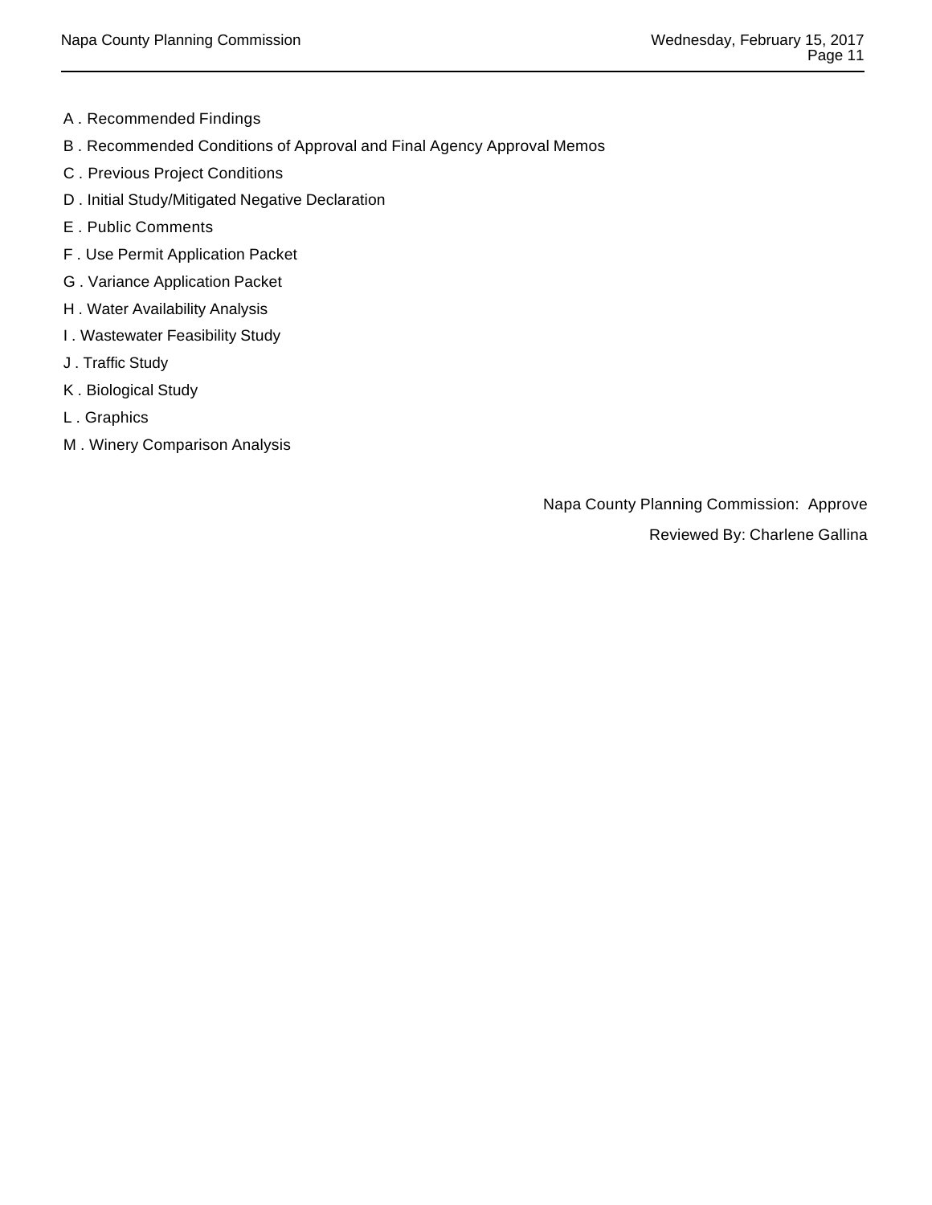A . Recommended Findings

B . Recommended Conditions of Approval and Final Agency Approval Memos

C . Previous Project Conditions

D . Initial Study/Mitigated Negative Declaration

E . Public Comments

F . Use Permit Application Packet

G . Variance Application Packet

H . Water Availability Analysis

I . Wastewater Feasibility Study

J . Traffic Study

K . Biological Study

L . Graphics

M . Winery Comparison Analysis

Napa County Planning Commission: Approve

Reviewed By: Charlene Gallina